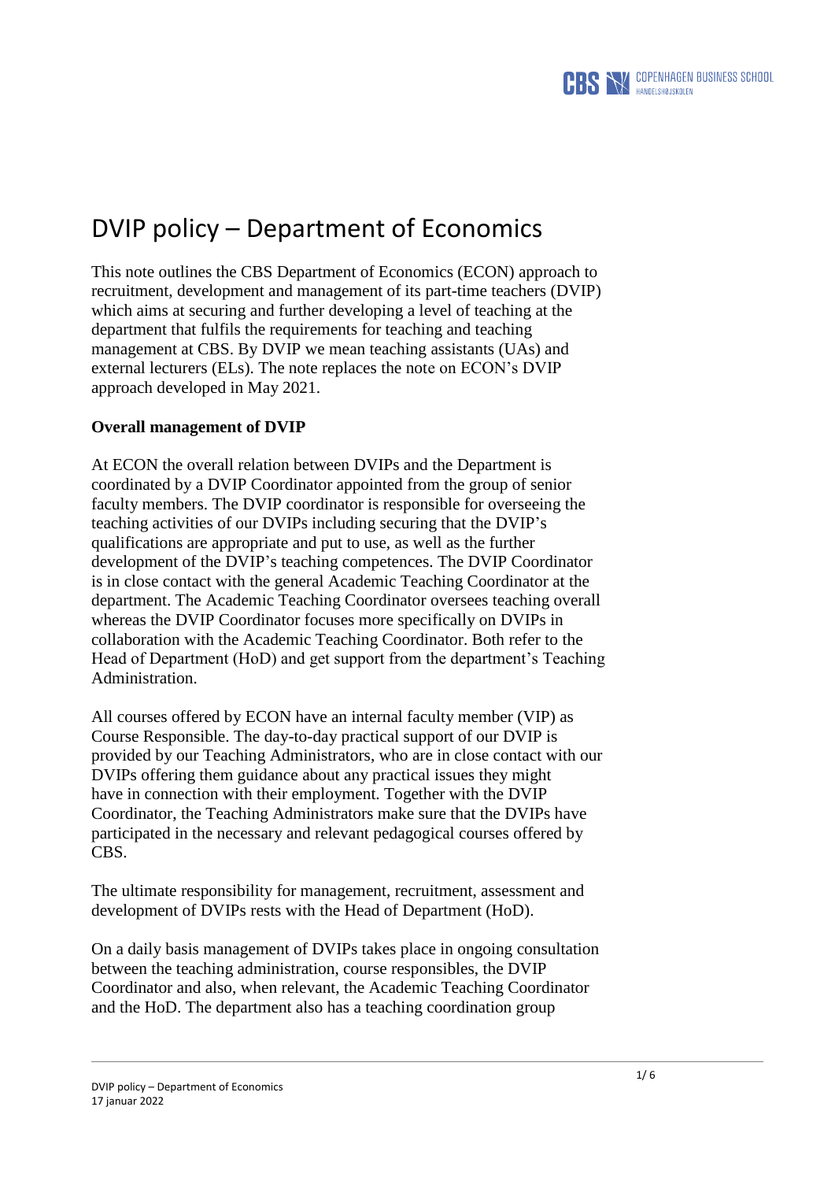# DVIP policy – Department of Economics

This note outlines the CBS Department of Economics (ECON) approach to recruitment, development and management of its part-time teachers (DVIP) which aims at securing and further developing a level of teaching at the department that fulfils the requirements for teaching and teaching management at CBS. By DVIP we mean teaching assistants (UAs) and external lecturers (ELs). The note replaces the note on ECON's DVIP approach developed in May 2021.

**Overall management of DVIP**

At ECON the overall relation between DVIPs and the Department is coordinated by a DVIP Coordinator appointed from the group of senior faculty members. The DVIP coordinator is responsible for overseeing the teaching activities of our DVIPs including securing that the DVIP's qualifications are appropriate and put to use, as well as the further development of the DVIP's teaching competences. The DVIP Coordinator is in close contact with the general Academic Teaching Coordinator at the department. The Academic Teaching Coordinator oversees teaching overall whereas the DVIP Coordinator focuses more specifically on DVIPs in collaboration with the Academic Teaching Coordinator. Both refer to the Head of Department (HoD) and get support from the department's Teaching Administration.

All courses offered by ECON have an internal faculty member (VIP) as Course Responsible. The day-to-day practical support of our DVIP is provided by our Teaching Administrators, who are in close contact with our DVIPs offering them guidance about any practical issues they might have in connection with their employment. Together with the DVIP Coordinator, the Teaching Administrators make sure that the DVIPs have participated in the necessary and relevant pedagogical courses offered by CBS.

The ultimate responsibility for management, recruitment, assessment and development of DVIPs rests with the Head of Department (HoD).

On a daily basis management of DVIPs takes place in ongoing consultation between the teaching administration, course responsibles, the DVIP Coordinator and also, when relevant, the Academic Teaching Coordinator and the HoD. The department also has a teaching coordination group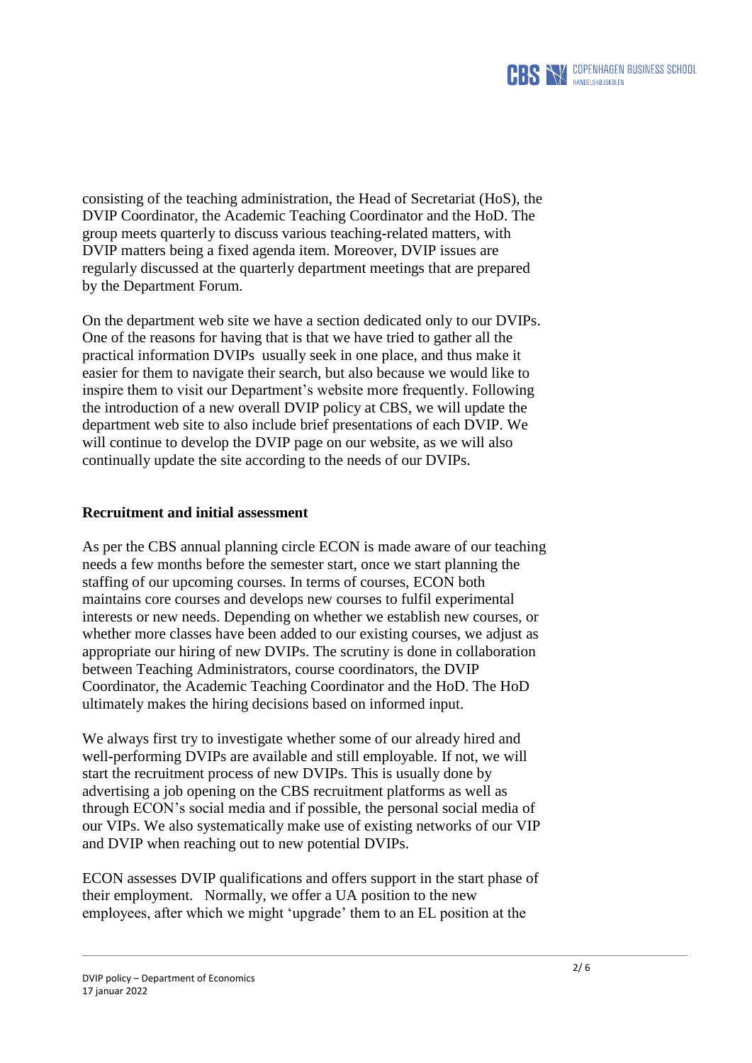consisting of the teaching administration, the Head of Secretariat (HoS), the DVIP Coordinator, the Academic Teaching Coordinator and the HoD. The group meets quarterly to discuss various teaching-related matters, with DVIP matters being a fixed agenda item. Moreover, DVIP issues are regularly discussed at the quarterly department meetings that are prepared by the Department Forum.

On the department web site we have a section dedicated only to our DVIPs. One of the reasons for having that is that we have tried to gather all the practical information DVIPs usually seek in one place, and thus make it easier for them to navigate their search, but also because we would like to inspire them to visit our Department's website more frequently. Following the introduction of a new overall DVIP policy at CBS, we will update the department web site to also include brief presentations of each DVIP. We will continue to develop the DVIP page on our website, as we will also continually update the site according to the needs of our DVIPs.

**Recruitment and initial assessment**

As per the CBS annual planning circle ECON is made aware of our teaching needs a few months before the semester start, once we start planning the staffing of our upcoming courses. In terms of courses, ECON both maintains core courses and develops new courses to fulfil experimental interests or new needs. Depending on whether we establish new courses, or whether more classes have been added to our existing courses, we adjust as appropriate our hiring of new DVIPs. The scrutiny is done in collaboration between Teaching Administrators, course coordinators, the DVIP Coordinator, the Academic Teaching Coordinator and the HoD. The HoD ultimately makes the hiring decisions based on informed input.

We always first try to investigate whether some of our already hired and well-performing DVIPs are available and still employable. If not, we will start the recruitment process of new DVIPs. This is usually done by advertising a job opening on the CBS recruitment platforms as well as through ECON's social media and if possible, the personal social media of our VIPs. We also systematically make use of existing networks of our VIP and DVIP when reaching out to new potential DVIPs.

ECON assesses DVIP qualifications and offers support in the start phase of their employment. Normally, we offer a UA position to the new employees, after which we might 'upgrade' them to an EL position at the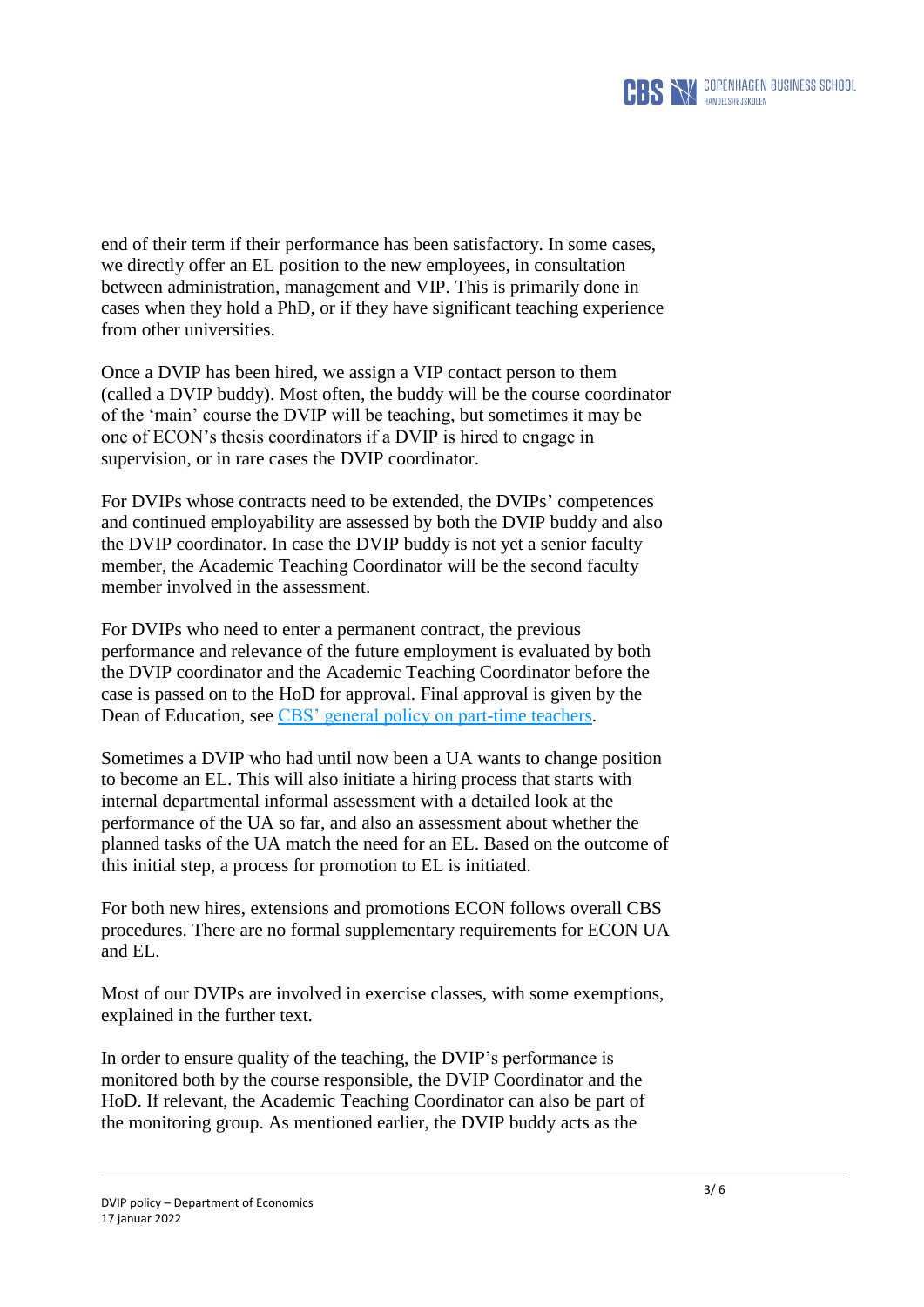end of their term if their performance has been satisfactory. In some cases, we directly offer an EL position to the new employees, in consultation between administration, management and VIP. This is primarily done in cases when they hold a PhD, or if they have significant teaching experience from other universities.

Once a DVIP has been hired, we assign a VIP contact person to them (called a DVIP buddy). Most often, the buddy will be the course coordinator of the 'main' course the DVIP will be teaching, but sometimes it may be one of ECON's thesis coordinators if a DVIP is hired to engage in supervision, or in rare cases the DVIP coordinator.

For DVIPs whose contracts need to be extended, the DVIPs' competences and continued employability are assessed by both the DVIP buddy and also the DVIP coordinator. In case the DVIP buddy is not yet a senior faculty member, the Academic Teaching Coordinator will be the second faculty member involved in the assessment.

For DVIPs who need to enter a permanent contract, the previous performance and relevance of the future employment is evaluated by both the DVIP coordinator and the Academic Teaching Coordinator before the case is passed on to the HoD for approval. Final approval is given by the Dean of Education, see CBS' general policy on part-time teachers.

Sometimes a DVIP who had until now been a UA wants to change position to become an EL. This will also initiate a hiring process that starts with internal departmental informal assessment with a detailed look at the performance of the UA so far, and also an assessment about whether the planned tasks of the UA match the need for an EL. Based on the outcome of this initial step, a process for promotion to EL is initiated.

For both new hires, extensions and promotions ECON follows overall CBS procedures. There are no formal supplementary requirements for ECON UA and EL.

Most of our DVIPs are involved in exercise classes, with some exemptions, explained in the further text.

In order to ensure quality of the teaching, the DVIP's performance is monitored both by the course responsible, the DVIP Coordinator and the HoD. If relevant, the Academic Teaching Coordinator can also be part of the monitoring group. As mentioned earlier, the DVIP buddy acts as the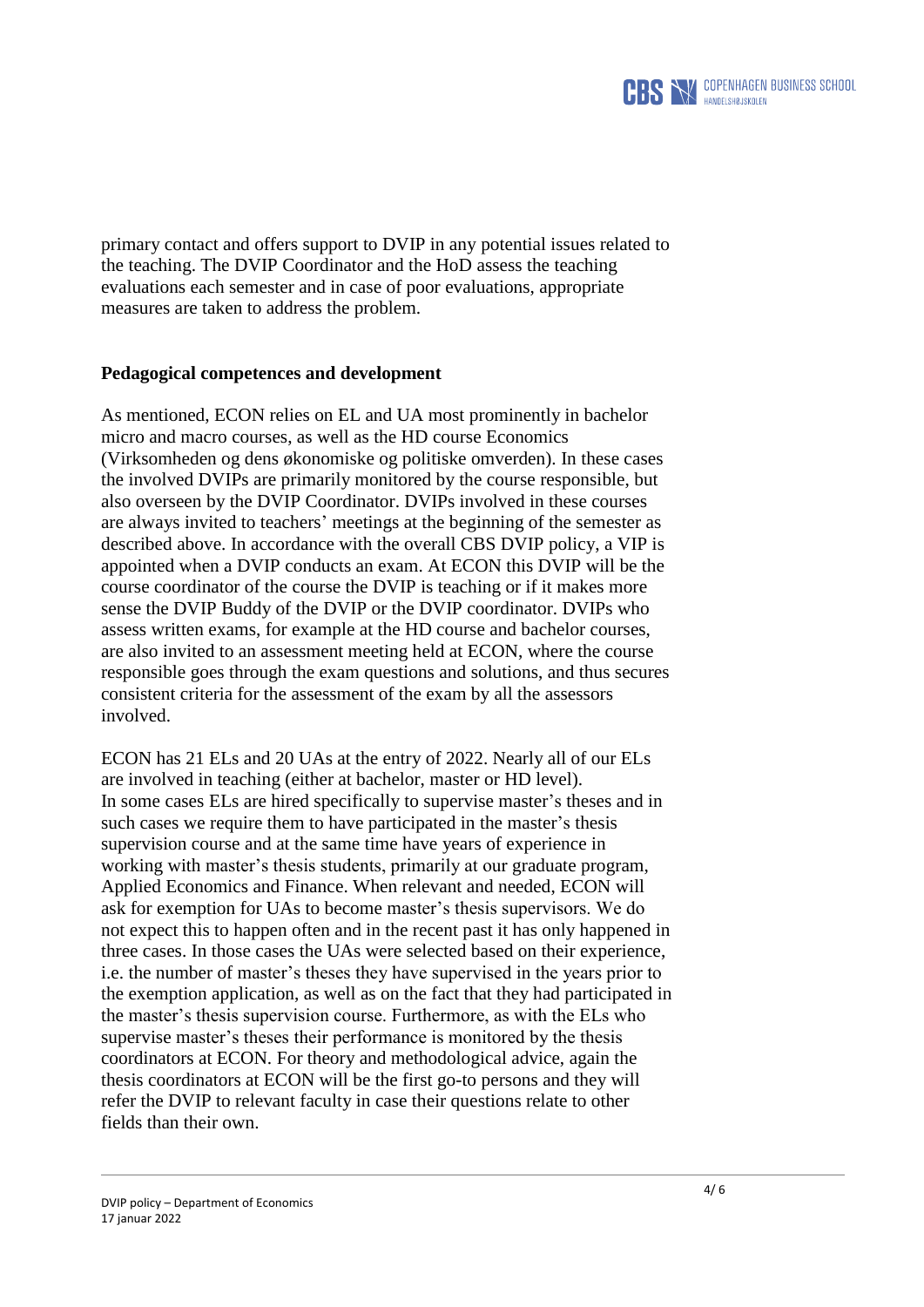primary contact and offers support to DVIP in any potential issues related to the teaching. The DVIP Coordinator and the HoD assess the teaching evaluations each semester and in case of poor evaluations, appropriate measures are taken to address the problem.

**Pedagogical competences and development**

As mentioned, ECON relies on EL and UA most prominently in bachelor micro and macro courses, as well as the HD course Economics (Virksomheden og dens økonomiske og politiske omverden). In these cases the involved DVIPs are primarily monitored by the course responsible, but also overseen by the DVIP Coordinator. DVIPs involved in these courses are always invited to teachers' meetings at the beginning of the semester as described above. In accordance with the overall CBS DVIP policy, a VIP is appointed when a DVIP conducts an exam. At ECON this DVIP will be the course coordinator of the course the DVIP is teaching or if it makes more sense the DVIP Buddy of the DVIP or the DVIP coordinator. DVIPs who assess written exams, for example at the HD course and bachelor courses, are also invited to an assessment meeting held at ECON, where the course responsible goes through the exam questions and solutions, and thus secures consistent criteria for the assessment of the exam by all the assessors involved.

ECON has 21 ELs and 20 UAs at the entry of 2022. Nearly all of our ELs are involved in teaching (either at bachelor, master or HD level). In some cases ELs are hired specifically to supervise master's theses and in such cases we require them to have participated in the master's thesis supervision course and at the same time have years of experience in working with master's thesis students, primarily at our graduate program, Applied Economics and Finance. When relevant and needed, ECON will ask for exemption for UAs to become master's thesis supervisors. We do not expect this to happen often and in the recent past it has only happened in three cases. In those cases the UAs were selected based on their experience, i.e. the number of master's theses they have supervised in the years prior to the exemption application, as well as on the fact that they had participated in the master's thesis supervision course. Furthermore, as with the ELs who supervise master's theses their performance is monitored by the thesis coordinators at ECON. For theory and methodological advice, again the thesis coordinators at ECON will be the first go-to persons and they will refer the DVIP to relevant faculty in case their questions relate to other fields than their own.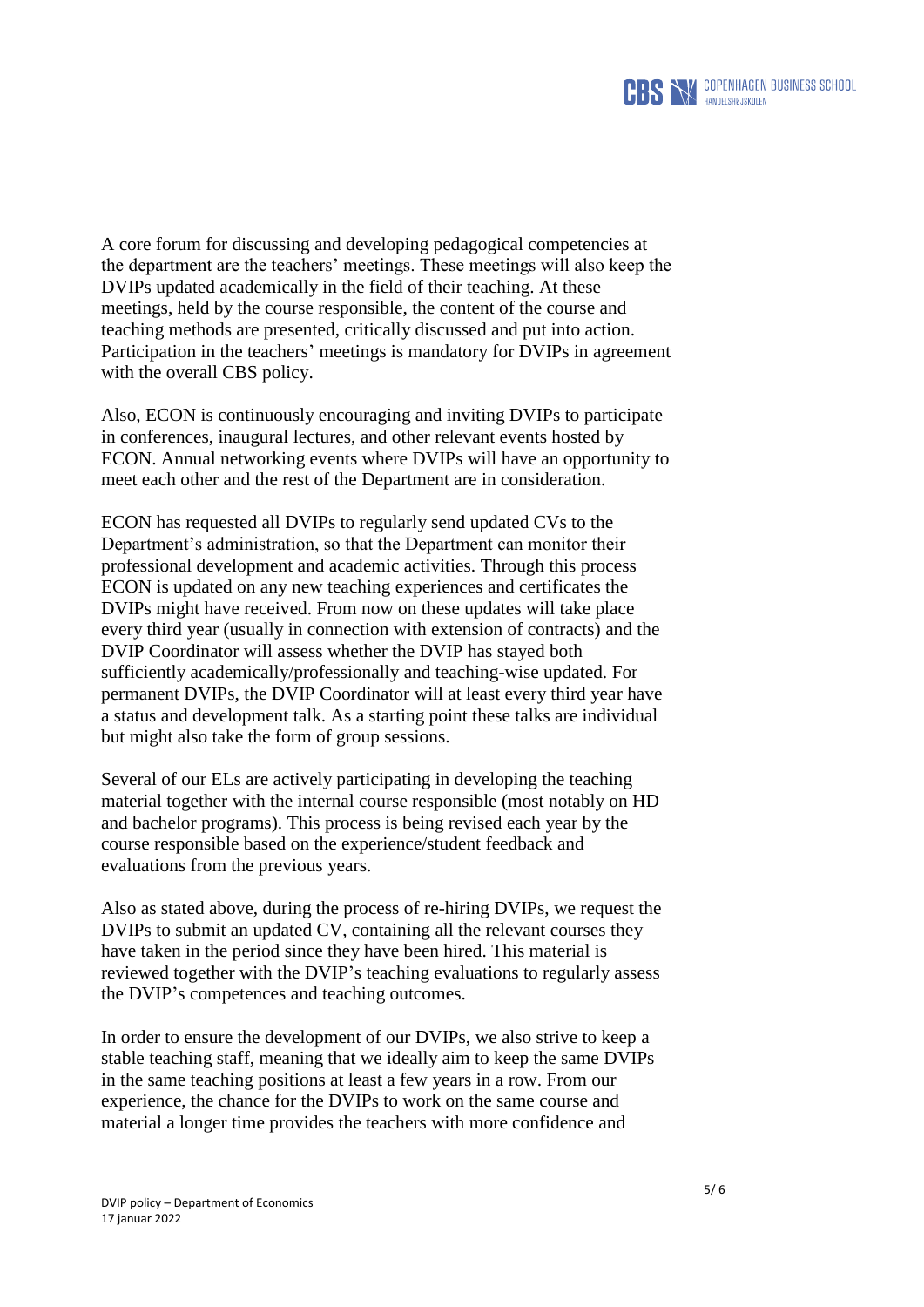A core forum for discussing and developing pedagogical competencies at the department are the teachers' meetings. These meetings will also keep the DVIPs updated academically in the field of their teaching. At these meetings, held by the course responsible, the content of the course and teaching methods are presented, critically discussed and put into action. Participation in the teachers' meetings is mandatory for DVIPs in agreement with the overall CBS policy.

Also, ECON is continuously encouraging and inviting DVIPs to participate in conferences, inaugural lectures, and other relevant events hosted by ECON. Annual networking events where DVIPs will have an opportunity to meet each other and the rest of the Department are in consideration.

ECON has requested all DVIPs to regularly send updated CVs to the Department's administration, so that the Department can monitor their professional development and academic activities. Through this process ECON is updated on any new teaching experiences and certificates the DVIPs might have received. From now on these updates will take place every third year (usually in connection with extension of contracts) and the DVIP Coordinator will assess whether the DVIP has stayed both sufficiently academically/professionally and teaching-wise updated. For permanent DVIPs, the DVIP Coordinator will at least every third year have a status and development talk. As a starting point these talks are individual but might also take the form of group sessions.

Several of our ELs are actively participating in developing the teaching material together with the internal course responsible (most notably on HD and bachelor programs). This process is being revised each year by the course responsible based on the experience/student feedback and evaluations from the previous years.

Also as stated above, during the process of re-hiring DVIPs, we request the DVIPs to submit an updated CV, containing all the relevant courses they have taken in the period since they have been hired. This material is reviewed together with the DVIP's teaching evaluations to regularly assess the DVIP's competences and teaching outcomes.

In order to ensure the development of our DVIPs, we also strive to keep a stable teaching staff, meaning that we ideally aim to keep the same DVIPs in the same teaching positions at least a few years in a row. From our experience, the chance for the DVIPs to work on the same course and material a longer time provides the teachers with more confidence and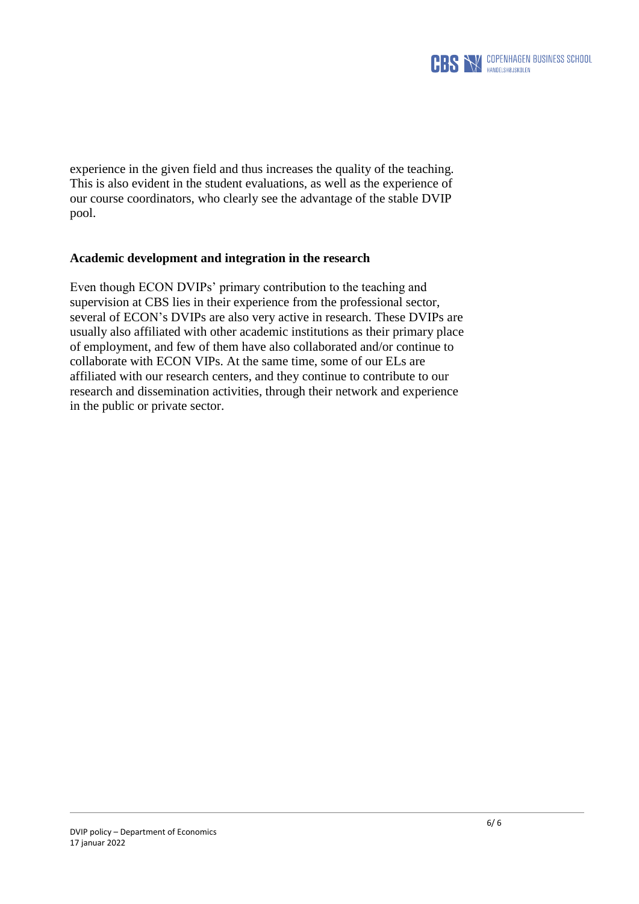experience in the given field and thus increases the quality of the teaching. This is also evident in the student evaluations, as well as the experience of our course coordinators, who clearly see the advantage of the stable DVIP pool.

**Academic development and integration in the research**

Even though ECON DVIPs' primary contribution to the teaching and supervision at CBS lies in their experience from the professional sector, several of ECON's DVIPs are also very active in research. These DVIPs are usually also affiliated with other academic institutions as their primary place of employment, and few of them have also collaborated and/or continue to collaborate with ECON VIPs. At the same time, some of our ELs are affiliated with our research centers, and they continue to contribute to our research and dissemination activities, through their network and experience in the public or private sector.